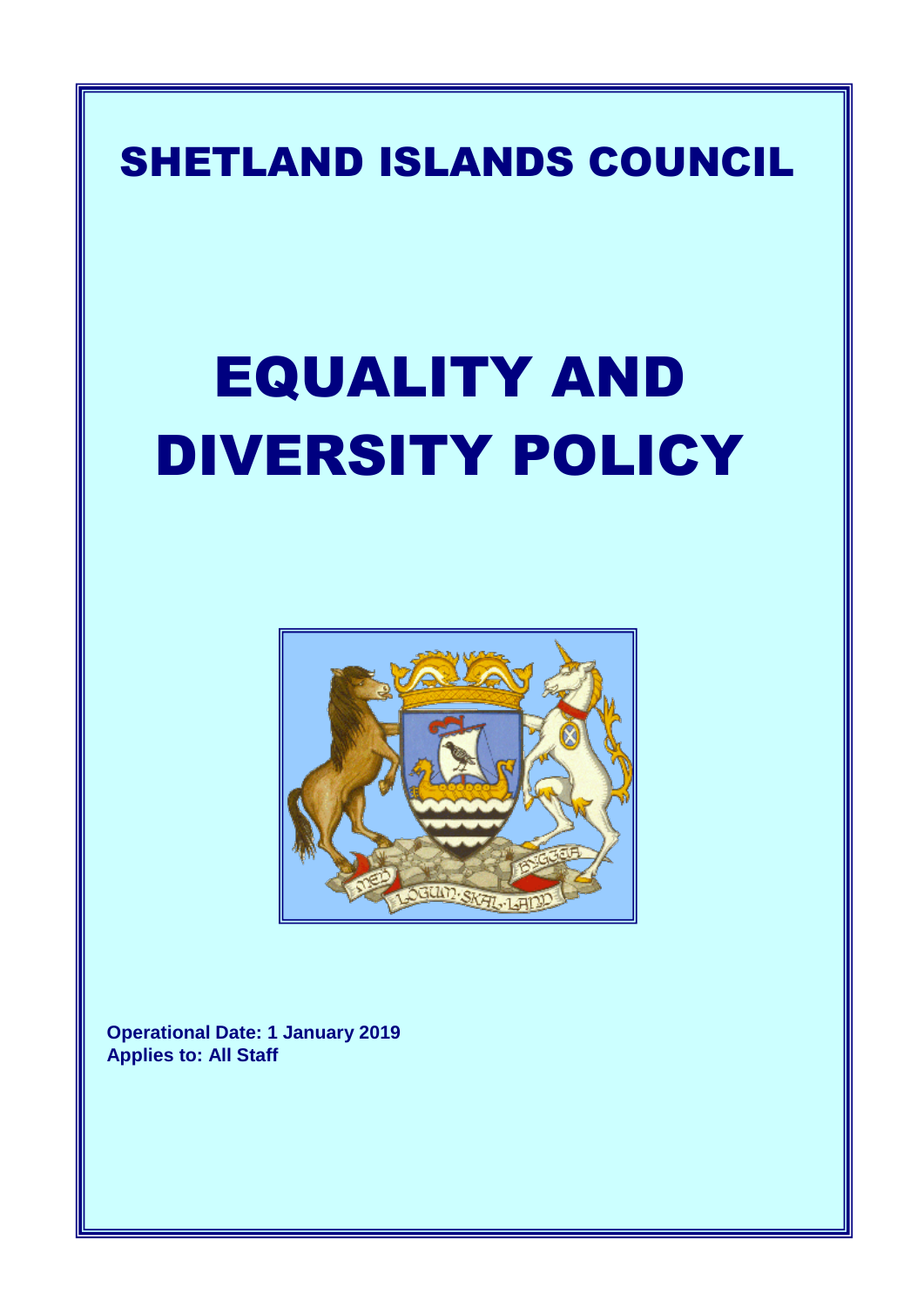# SHETLAND ISLANDS COUNCIL

# EQUALITY AND DIVERSITY POLICY

**Operational Date: 1 January 2019**
**Applies to: All Staff**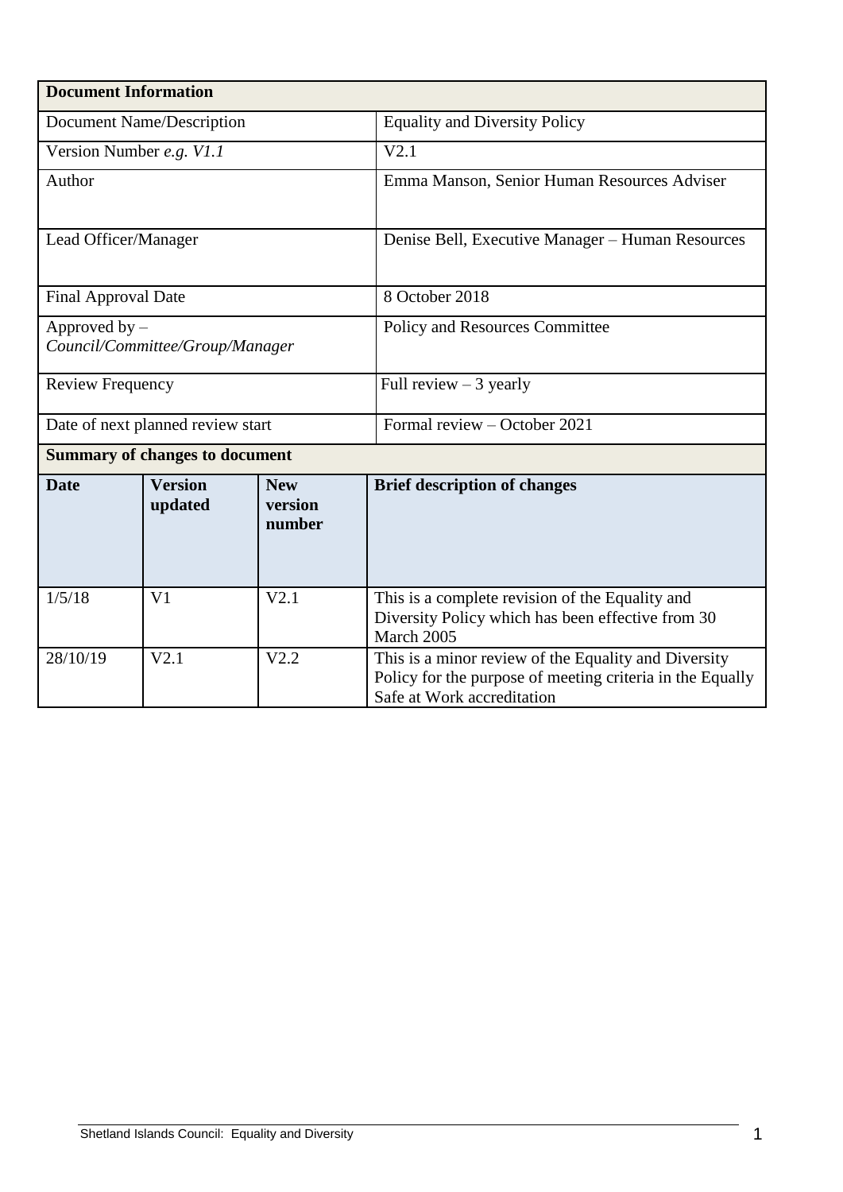| **Document Information** | |
|---|---|
| Document Name/Description | Equality and Diversity Policy |
| Version Number *e.g. V1.1* | V2.1 |
| Author | Emma Manson, Senior Human Resources Adviser |
| Lead Officer/Manager | Denise Bell, Executive Manager – Human Resources |
| Final Approval Date | 8 October 2018 |
| Approved by – *Council/Committee/Group/Manager* | Policy and Resources Committee |
| Review Frequency | Full review – 3 yearly |
| Date of next planned review start | Formal review – October 2021 |

**Summary of changes to document**

| **Date** | **Version updated** | **New version number** | **Brief description of changes** |
|---|---|---|---|
| 1/5/18 | V1 | V2.1 | This is a complete revision of the Equality and Diversity Policy which has been effective from 30 March 2005 |
| 28/10/19 | V2.1 | V2.2 | This is a minor review of the Equality and Diversity Policy for the purpose of meeting criteria in the Equally Safe at Work accreditation |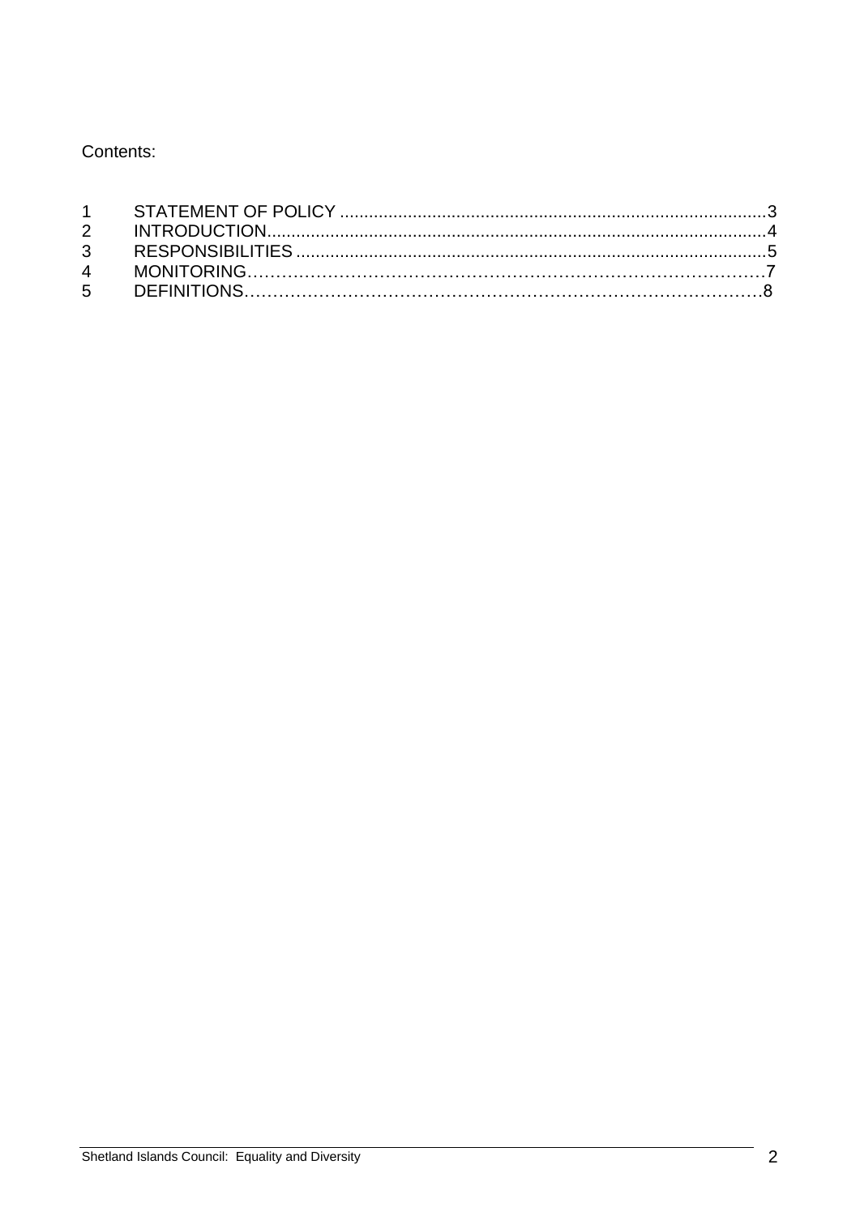Contents:

| | | |
|---|---|---|
| 1 | STATEMENT OF POLICY | 3 |
| 2 | INTRODUCTION | 4 |
| 3 | RESPONSIBILITIES | 5 |
| 4 | MONITORING | 7 |
| 5 | DEFINITIONS | 8 |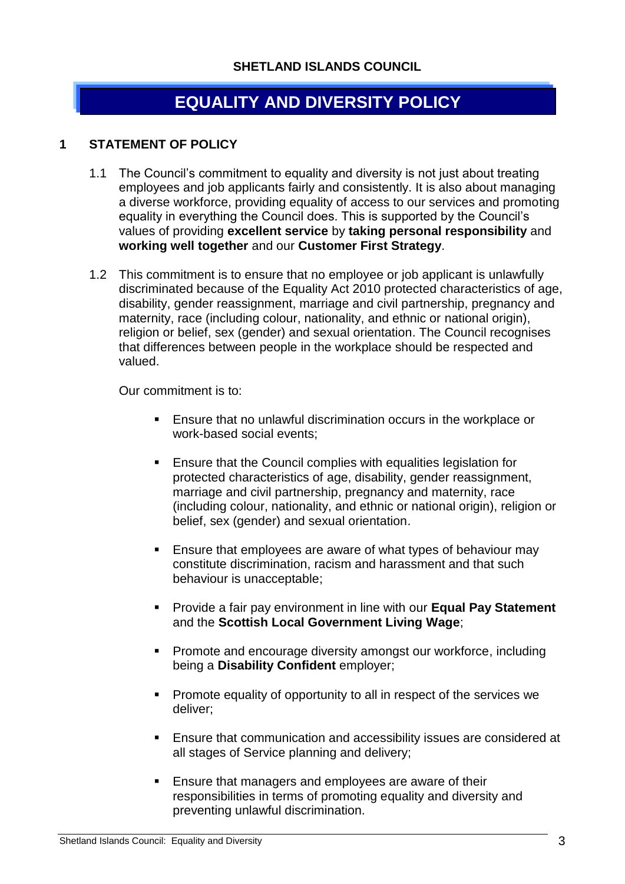**SHETLAND ISLANDS COUNCIL**

# EQUALITY AND DIVERSITY POLICY

## 1 STATEMENT OF POLICY

1.1 The Council's commitment to equality and diversity is not just about treating employees and job applicants fairly and consistently. It is also about managing a diverse workforce, providing equality of access to our services and promoting equality in everything the Council does. This is supported by the Council's values of providing **excellent service** by **taking personal responsibility** and **working well together** and our **Customer First Strategy**.

1.2 This commitment is to ensure that no employee or job applicant is unlawfully discriminated because of the Equality Act 2010 protected characteristics of age, disability, gender reassignment, marriage and civil partnership, pregnancy and maternity, race (including colour, nationality, and ethnic or national origin), religion or belief, sex (gender) and sexual orientation. The Council recognises that differences between people in the workplace should be respected and valued.

Our commitment is to:

- Ensure that no unlawful discrimination occurs in the workplace or work-based social events;
- Ensure that the Council complies with equalities legislation for protected characteristics of age, disability, gender reassignment, marriage and civil partnership, pregnancy and maternity, race (including colour, nationality, and ethnic or national origin), religion or belief, sex (gender) and sexual orientation.
- Ensure that employees are aware of what types of behaviour may constitute discrimination, racism and harassment and that such behaviour is unacceptable;
- Provide a fair pay environment in line with our **Equal Pay Statement** and the **Scottish Local Government Living Wage**;
- Promote and encourage diversity amongst our workforce, including being a **Disability Confident** employer;
- Promote equality of opportunity to all in respect of the services we deliver;
- Ensure that communication and accessibility issues are considered at all stages of Service planning and delivery;
- Ensure that managers and employees are aware of their responsibilities in terms of promoting equality and diversity and preventing unlawful discrimination.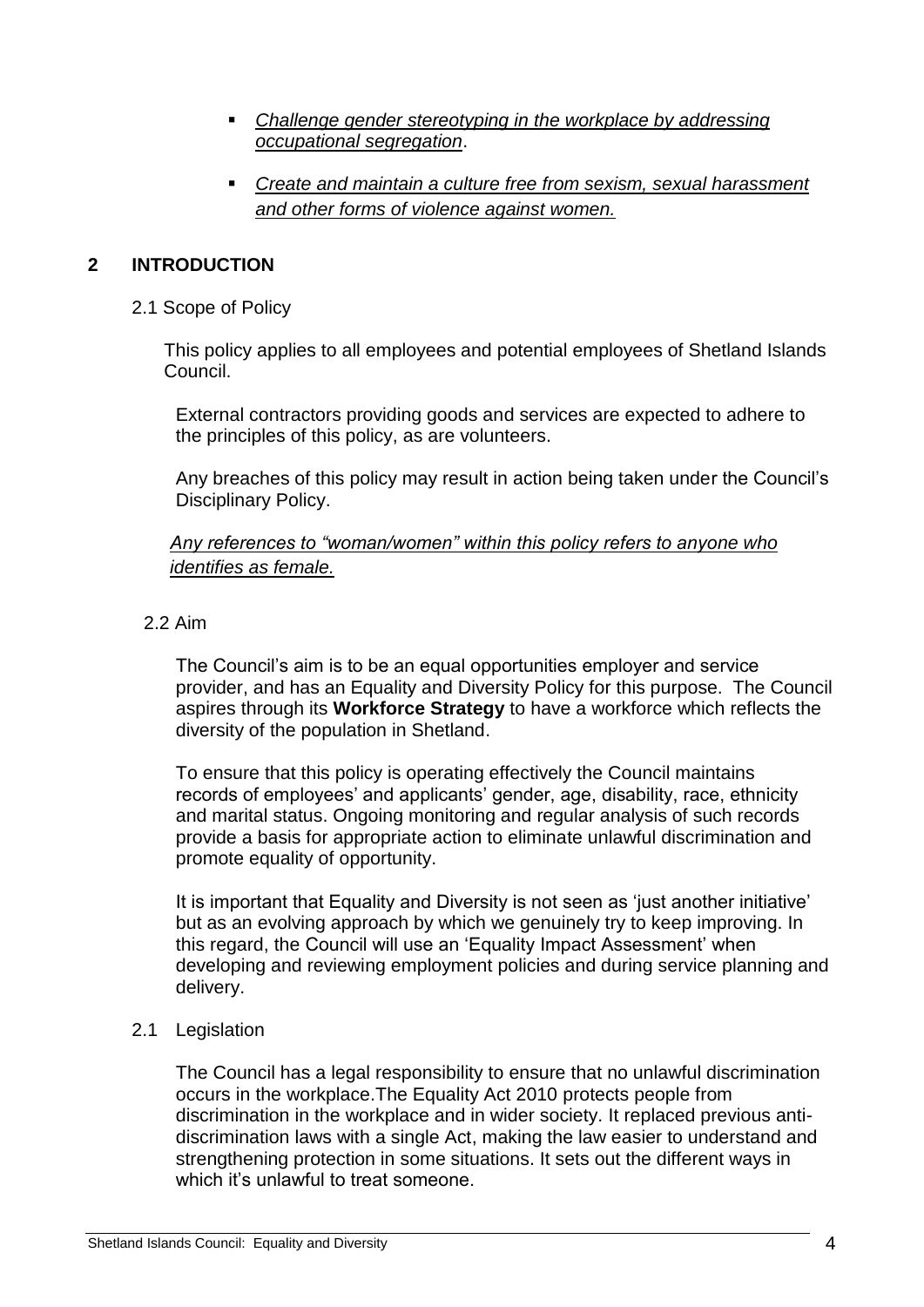- *Challenge gender stereotyping in the workplace by addressing occupational segregation*.
- *Create and maintain a culture free from sexism, sexual harassment and other forms of violence against women.*

## 2 INTRODUCTION

### 2.1 Scope of Policy

This policy applies to all employees and potential employees of Shetland Islands Council.

External contractors providing goods and services are expected to adhere to the principles of this policy, as are volunteers.

Any breaches of this policy may result in action being taken under the Council's Disciplinary Policy.

*Any references to "woman/women" within this policy refers to anyone who identifies as female.*

### 2.2 Aim

The Council's aim is to be an equal opportunities employer and service provider, and has an Equality and Diversity Policy for this purpose. The Council aspires through its **Workforce Strategy** to have a workforce which reflects the diversity of the population in Shetland.

To ensure that this policy is operating effectively the Council maintains records of employees' and applicants' gender, age, disability, race, ethnicity and marital status. Ongoing monitoring and regular analysis of such records provide a basis for appropriate action to eliminate unlawful discrimination and promote equality of opportunity.

It is important that Equality and Diversity is not seen as 'just another initiative' but as an evolving approach by which we genuinely try to keep improving. In this regard, the Council will use an 'Equality Impact Assessment' when developing and reviewing employment policies and during service planning and delivery.

### 2.1 Legislation

The Council has a legal responsibility to ensure that no unlawful discrimination occurs in the workplace.The Equality Act 2010 protects people from discrimination in the workplace and in wider society. It replaced previous anti-discrimination laws with a single Act, making the law easier to understand and strengthening protection in some situations. It sets out the different ways in which it's unlawful to treat someone.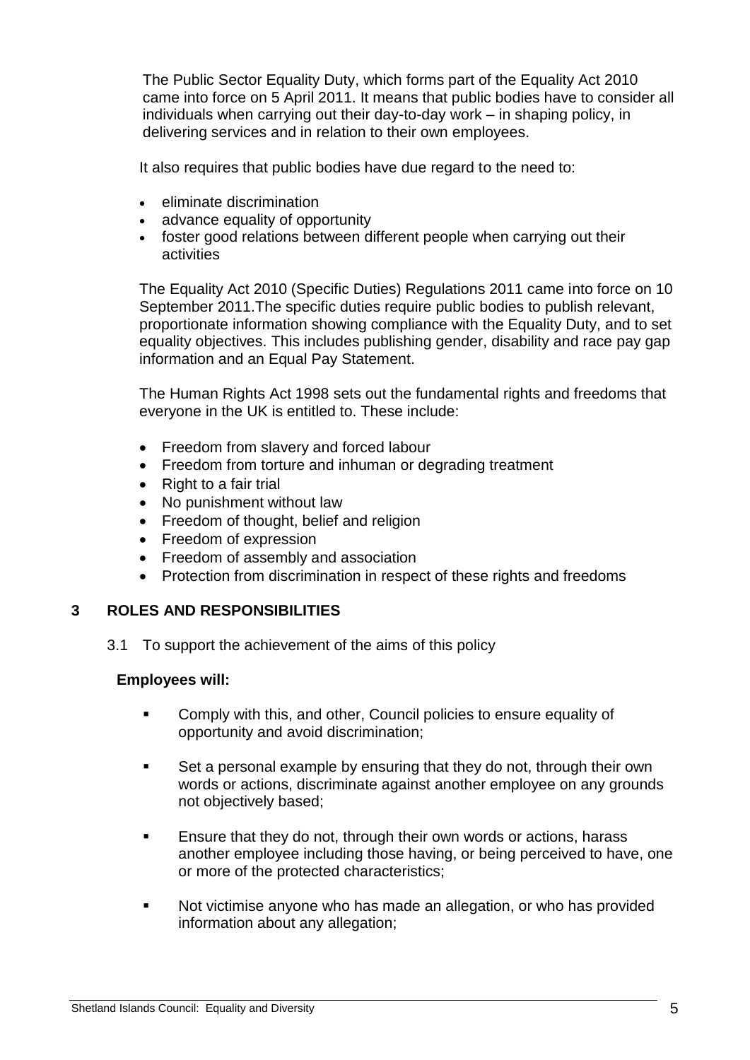The Public Sector Equality Duty, which forms part of the Equality Act 2010 came into force on 5 April 2011. It means that public bodies have to consider all individuals when carrying out their day-to-day work – in shaping policy, in delivering services and in relation to their own employees.

It also requires that public bodies have due regard to the need to:

- eliminate discrimination
- advance equality of opportunity
- foster good relations between different people when carrying out their activities

The Equality Act 2010 (Specific Duties) Regulations 2011 came into force on 10 September 2011.The specific duties require public bodies to publish relevant, proportionate information showing compliance with the Equality Duty, and to set equality objectives. This includes publishing gender, disability and race pay gap information and an Equal Pay Statement.

The Human Rights Act 1998 sets out the fundamental rights and freedoms that everyone in the UK is entitled to. These include:

- Freedom from slavery and forced labour
- Freedom from torture and inhuman or degrading treatment
- Right to a fair trial
- No punishment without law
- Freedom of thought, belief and religion
- Freedom of expression
- Freedom of assembly and association
- Protection from discrimination in respect of these rights and freedoms

## 3 ROLES AND RESPONSIBILITIES

3.1 To support the achievement of the aims of this policy

**Employees will:**

- Comply with this, and other, Council policies to ensure equality of opportunity and avoid discrimination;
- Set a personal example by ensuring that they do not, through their own words or actions, discriminate against another employee on any grounds not objectively based;
- Ensure that they do not, through their own words or actions, harass another employee including those having, or being perceived to have, one or more of the protected characteristics;
- Not victimise anyone who has made an allegation, or who has provided information about any allegation;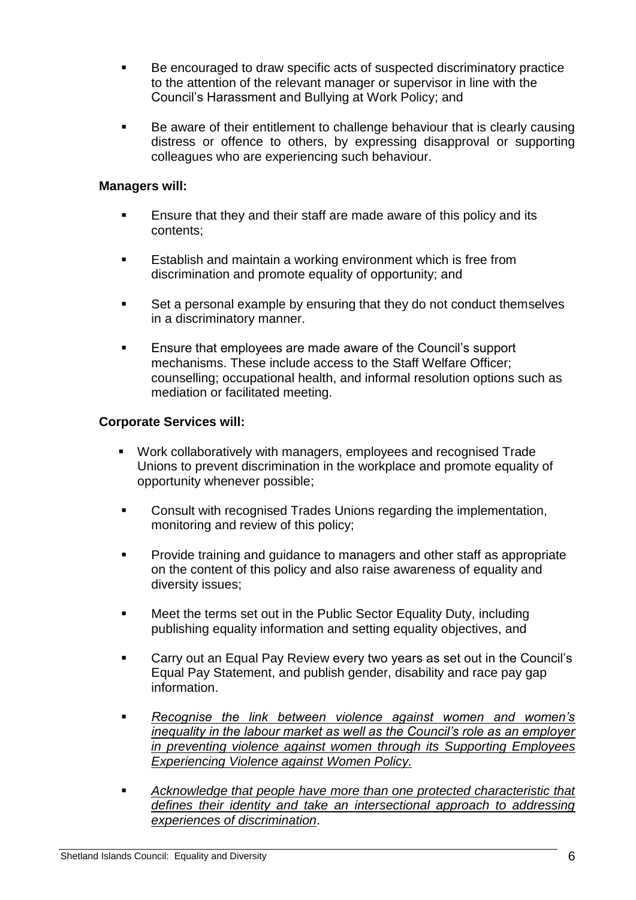- Be encouraged to draw specific acts of suspected discriminatory practice to the attention of the relevant manager or supervisor in line with the Council's Harassment and Bullying at Work Policy; and

- Be aware of their entitlement to challenge behaviour that is clearly causing distress or offence to others, by expressing disapproval or supporting colleagues who are experiencing such behaviour.

**Managers will:**

- Ensure that they and their staff are made aware of this policy and its contents;

- Establish and maintain a working environment which is free from discrimination and promote equality of opportunity; and

- Set a personal example by ensuring that they do not conduct themselves in a discriminatory manner.

- Ensure that employees are made aware of the Council's support mechanisms. These include access to the Staff Welfare Officer; counselling; occupational health, and informal resolution options such as mediation or facilitated meeting.

**Corporate Services will:**

- Work collaboratively with managers, employees and recognised Trade Unions to prevent discrimination in the workplace and promote equality of opportunity whenever possible;

- Consult with recognised Trades Unions regarding the implementation, monitoring and review of this policy;

- Provide training and guidance to managers and other staff as appropriate on the content of this policy and also raise awareness of equality and diversity issues;

- Meet the terms set out in the Public Sector Equality Duty, including publishing equality information and setting equality objectives, and

- Carry out an Equal Pay Review every two years as set out in the Council's Equal Pay Statement, and publish gender, disability and race pay gap information.

- *Recognise the link between violence against women and women's inequality in the labour market as well as the Council's role as an employer in preventing violence against women through its Supporting Employees Experiencing Violence against Women Policy.*

- *Acknowledge that people have more than one protected characteristic that defines their identity and take an intersectional approach to addressing experiences of discrimination*.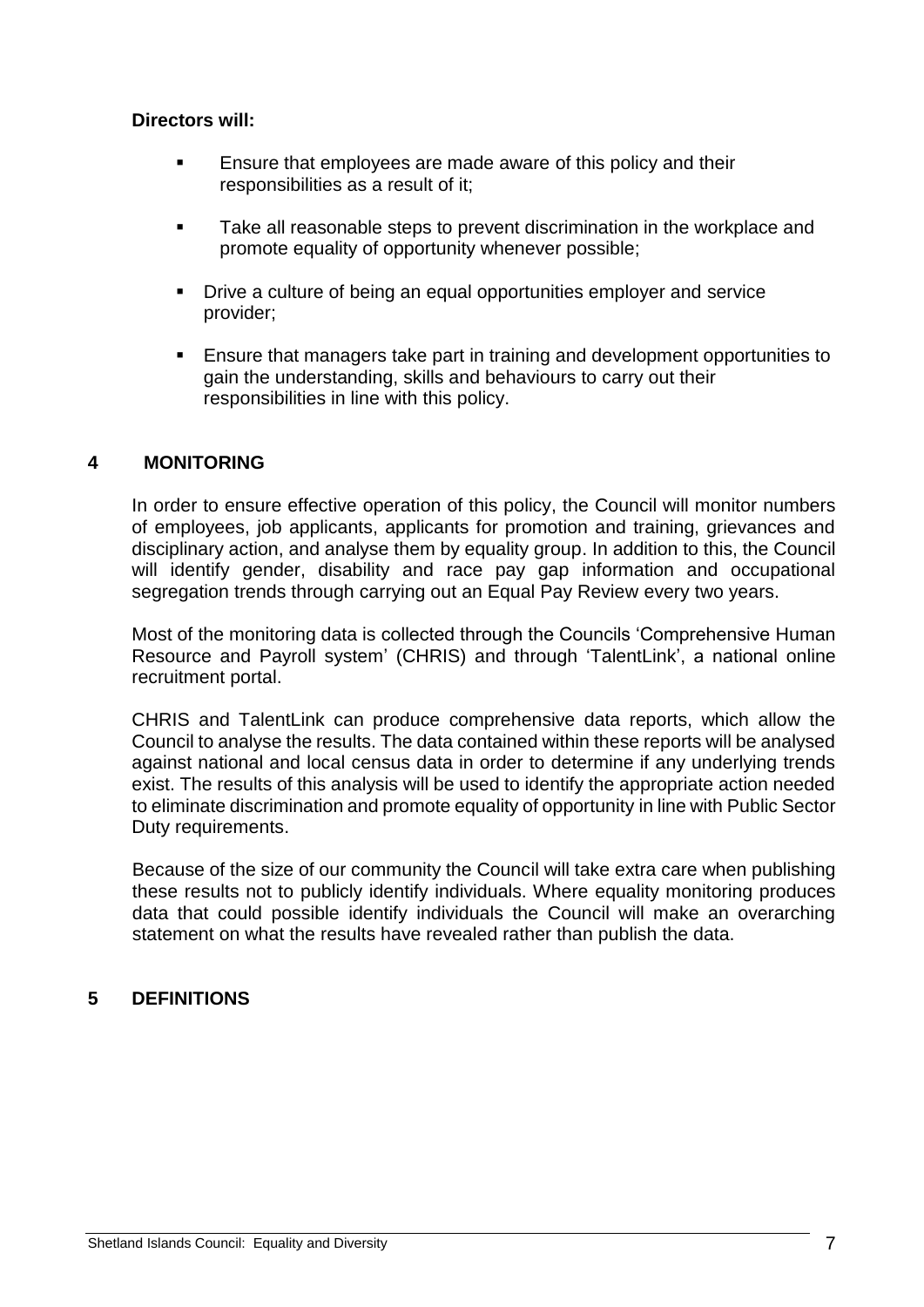**Directors will:**

- Ensure that employees are made aware of this policy and their responsibilities as a result of it;
- Take all reasonable steps to prevent discrimination in the workplace and promote equality of opportunity whenever possible;
- Drive a culture of being an equal opportunities employer and service provider;
- Ensure that managers take part in training and development opportunities to gain the understanding, skills and behaviours to carry out their responsibilities in line with this policy.

## 4 MONITORING

In order to ensure effective operation of this policy, the Council will monitor numbers of employees, job applicants, applicants for promotion and training, grievances and disciplinary action, and analyse them by equality group. In addition to this, the Council will identify gender, disability and race pay gap information and occupational segregation trends through carrying out an Equal Pay Review every two years.

Most of the monitoring data is collected through the Councils 'Comprehensive Human Resource and Payroll system' (CHRIS) and through 'TalentLink', a national online recruitment portal.

CHRIS and TalentLink can produce comprehensive data reports, which allow the Council to analyse the results. The data contained within these reports will be analysed against national and local census data in order to determine if any underlying trends exist. The results of this analysis will be used to identify the appropriate action needed to eliminate discrimination and promote equality of opportunity in line with Public Sector Duty requirements.

Because of the size of our community the Council will take extra care when publishing these results not to publicly identify individuals. Where equality monitoring produces data that could possible identify individuals the Council will make an overarching statement on what the results have revealed rather than publish the data.

## 5 DEFINITIONS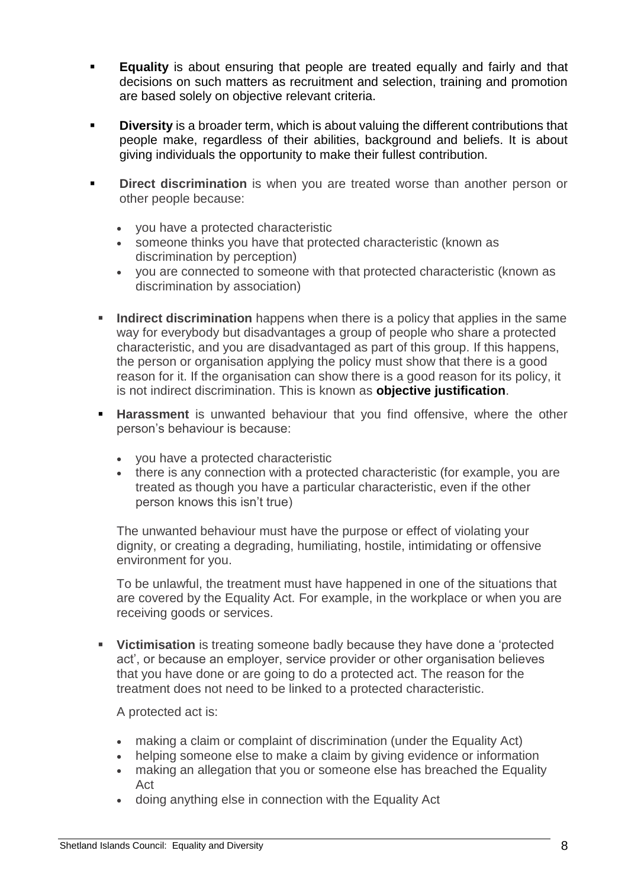- **Equality** is about ensuring that people are treated equally and fairly and that decisions on such matters as recruitment and selection, training and promotion are based solely on objective relevant criteria.

- **Diversity** is a broader term, which is about valuing the different contributions that people make, regardless of their abilities, background and beliefs. It is about giving individuals the opportunity to make their fullest contribution.

- **Direct discrimination** is when you are treated worse than another person or other people because:

  - you have a protected characteristic
  - someone thinks you have that protected characteristic (known as discrimination by perception)
  - you are connected to someone with that protected characteristic (known as discrimination by association)

- **Indirect discrimination** happens when there is a policy that applies in the same way for everybody but disadvantages a group of people who share a protected characteristic, and you are disadvantaged as part of this group. If this happens, the person or organisation applying the policy must show that there is a good reason for it. If the organisation can show there is a good reason for its policy, it is not indirect discrimination. This is known as **objective justification**.

- **Harassment** is unwanted behaviour that you find offensive, where the other person's behaviour is because:

  - you have a protected characteristic
  - there is any connection with a protected characteristic (for example, you are treated as though you have a particular characteristic, even if the other person knows this isn't true)

  The unwanted behaviour must have the purpose or effect of violating your dignity, or creating a degrading, humiliating, hostile, intimidating or offensive environment for you.

  To be unlawful, the treatment must have happened in one of the situations that are covered by the Equality Act. For example, in the workplace or when you are receiving goods or services.

- **Victimisation** is treating someone badly because they have done a 'protected act', or because an employer, service provider or other organisation believes that you have done or are going to do a protected act. The reason for the treatment does not need to be linked to a protected characteristic.

  A protected act is:

  - making a claim or complaint of discrimination (under the Equality Act)
  - helping someone else to make a claim by giving evidence or information
  - making an allegation that you or someone else has breached the Equality Act
  - doing anything else in connection with the Equality Act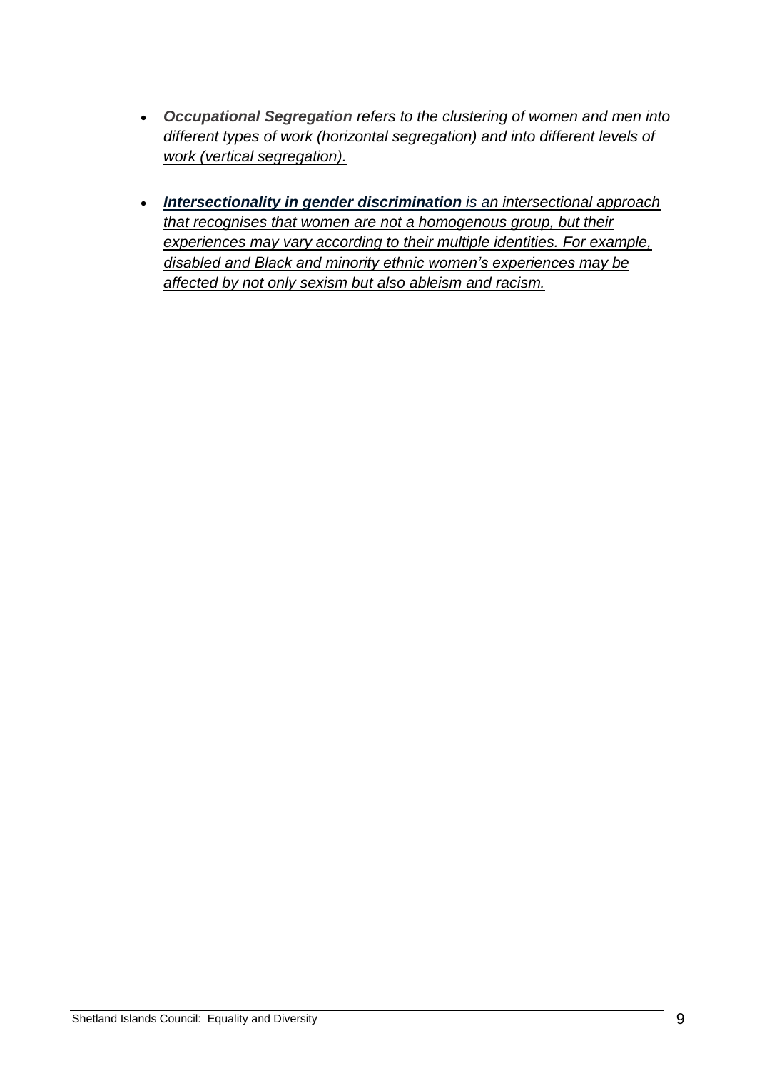- ***Occupational Segregation** refers to the clustering of women and men into different types of work (horizontal segregation) and into different levels of work (vertical segregation).*

- ***Intersectionality in gender discrimination** is an intersectional approach that recognises that women are not a homogenous group, but their experiences may vary according to their multiple identities. For example, disabled and Black and minority ethnic women's experiences may be affected by not only sexism but also ableism and racism.*